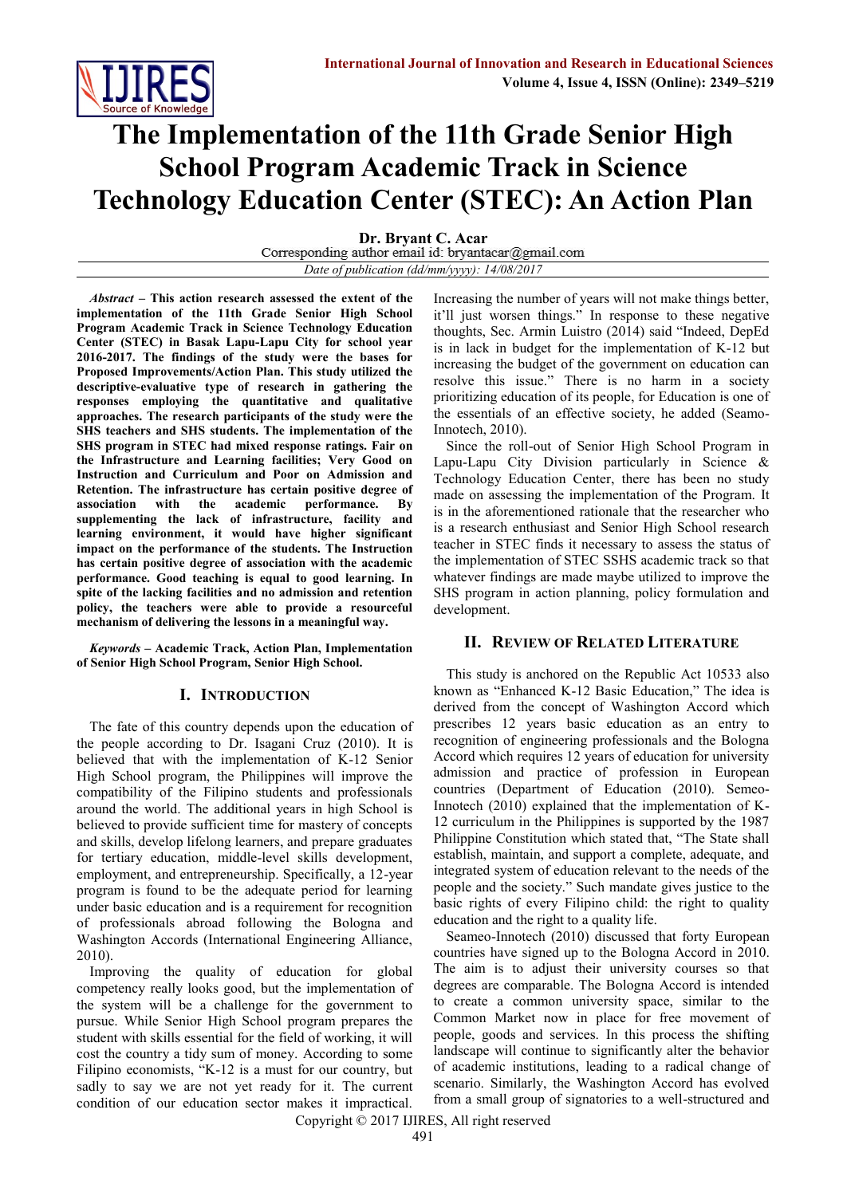# The Implementation of the 11th Grade Senior High School Program Academic Track in Science Technology Education Center (STEC): An Action Plan

**Dr. Bryant C. Acar**

Corresponding author email id: bryantacar@gmail.com

*Date of publication (dd/mm/yyyy): 14/08/2017*

***Abstract*** **– This action research assessed the extent of the implementation of the 11th Grade Senior High School Program Academic Track in Science Technology Education Center (STEC) in Basak Lapu-Lapu City for school year 2016-2017. The findings of the study were the bases for Proposed Improvements/Action Plan. This study utilized the descriptive-evaluative type of research in gathering the responses employing the quantitative and qualitative approaches. The research participants of the study were the SHS teachers and SHS students. The implementation of the SHS program in STEC had mixed response ratings. Fair on the Infrastructure and Learning facilities; Very Good on Instruction and Curriculum and Poor on Admission and Retention. The infrastructure has certain positive degree of association with the academic performance. By supplementing the lack of infrastructure, facility and learning environment, it would have higher significant impact on the performance of the students. The Instruction has certain positive degree of association with the academic performance. Good teaching is equal to good learning. In spite of the lacking facilities and no admission and retention policy, the teachers were able to provide a resourceful mechanism of delivering the lessons in a meaningful way.**

***Keywords*** **– Academic Track, Action Plan, Implementation of Senior High School Program, Senior High School.**

## I. Introduction

The fate of this country depends upon the education of the people according to Dr. Isagani Cruz (2010). It is believed that with the implementation of K-12 Senior High School program, the Philippines will improve the compatibility of the Filipino students and professionals around the world. The additional years in high School is believed to provide sufficient time for mastery of concepts and skills, develop lifelong learners, and prepare graduates for tertiary education, middle-level skills development, employment, and entrepreneurship. Specifically, a 12-year program is found to be the adequate period for learning under basic education and is a requirement for recognition of professionals abroad following the Bologna and Washington Accords (International Engineering Alliance, 2010).

Improving the quality of education for global competency really looks good, but the implementation of the system will be a challenge for the government to pursue. While Senior High School program prepares the student with skills essential for the field of working, it will cost the country a tidy sum of money. According to some Filipino economists, "K-12 is a must for our country, but sadly to say we are not yet ready for it. The current condition of our education sector makes it impractical. Increasing the number of years will not make things better, it'll just worsen things." In response to these negative thoughts, Sec. Armin Luistro (2014) said "Indeed, DepEd is in lack in budget for the implementation of K-12 but increasing the budget of the government on education can resolve this issue." There is no harm in a society prioritizing education of its people, for Education is one of the essentials of an effective society, he added (Seamo-Innotech, 2010).

Since the roll-out of Senior High School Program in Lapu-Lapu City Division particularly in Science & Technology Education Center, there has been no study made on assessing the implementation of the Program. It is in the aforementioned rationale that the researcher who is a research enthusiast and Senior High School research teacher in STEC finds it necessary to assess the status of the implementation of STEC SSHS academic track so that whatever findings are made maybe utilized to improve the SHS program in action planning, policy formulation and development.

## II. Review of Related Literature

This study is anchored on the Republic Act 10533 also known as "Enhanced K-12 Basic Education," The idea is derived from the concept of Washington Accord which prescribes 12 years basic education as an entry to recognition of engineering professionals and the Bologna Accord which requires 12 years of education for university admission and practice of profession in European countries (Department of Education (2010). Semeo-Innotech (2010) explained that the implementation of K-12 curriculum in the Philippines is supported by the 1987 Philippine Constitution which stated that, "The State shall establish, maintain, and support a complete, adequate, and integrated system of education relevant to the needs of the people and the society." Such mandate gives justice to the basic rights of every Filipino child: the right to quality education and the right to a quality life.

Seameo-Innotech (2010) discussed that forty European countries have signed up to the Bologna Accord in 2010. The aim is to adjust their university courses so that degrees are comparable. The Bologna Accord is intended to create a common university space, similar to the Common Market now in place for free movement of people, goods and services. In this process the shifting landscape will continue to significantly alter the behavior of academic institutions, leading to a radical change of scenario. Similarly, the Washington Accord has evolved from a small group of signatories to a well-structured and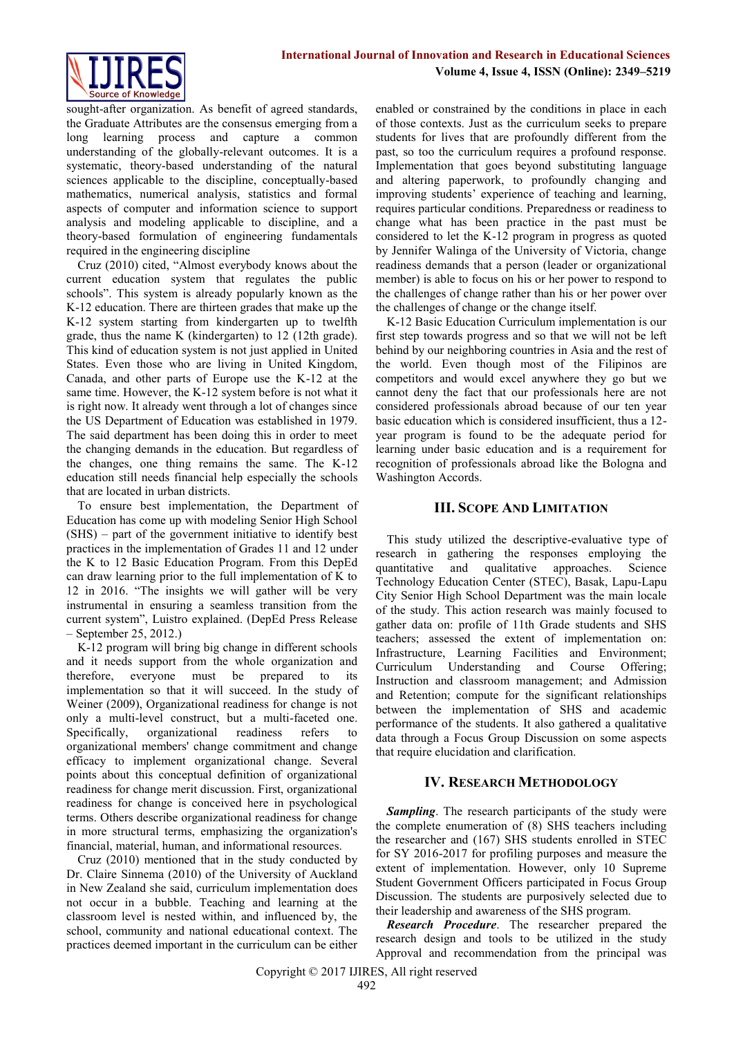sought-after organization. As benefit of agreed standards, the Graduate Attributes are the consensus emerging from a long learning process and capture a common understanding of the globally-relevant outcomes. It is a systematic, theory-based understanding of the natural sciences applicable to the discipline, conceptually-based mathematics, numerical analysis, statistics and formal aspects of computer and information science to support analysis and modeling applicable to discipline, and a theory-based formulation of engineering fundamentals required in the engineering discipline

Cruz (2010) cited, "Almost everybody knows about the current education system that regulates the public schools". This system is already popularly known as the K-12 education. There are thirteen grades that make up the K-12 system starting from kindergarten up to twelfth grade, thus the name K (kindergarten) to 12 (12th grade). This kind of education system is not just applied in United States. Even those who are living in United Kingdom, Canada, and other parts of Europe use the K-12 at the same time. However, the K-12 system before is not what it is right now. It already went through a lot of changes since the US Department of Education was established in 1979. The said department has been doing this in order to meet the changing demands in the education. But regardless of the changes, one thing remains the same. The K-12 education still needs financial help especially the schools that are located in urban districts.

To ensure best implementation, the Department of Education has come up with modeling Senior High School (SHS) – part of the government initiative to identify best practices in the implementation of Grades 11 and 12 under the K to 12 Basic Education Program. From this DepEd can draw learning prior to the full implementation of K to 12 in 2016. "The insights we will gather will be very instrumental in ensuring a seamless transition from the current system", Luistro explained. (DepEd Press Release – September 25, 2012.)

K-12 program will bring big change in different schools and it needs support from the whole organization and therefore, everyone must be prepared to its implementation so that it will succeed. In the study of Weiner (2009), Organizational readiness for change is not only a multi-level construct, but a multi-faceted one. Specifically, organizational readiness refers to organizational members' change commitment and change efficacy to implement organizational change. Several points about this conceptual definition of organizational readiness for change merit discussion. First, organizational readiness for change is conceived here in psychological terms. Others describe organizational readiness for change in more structural terms, emphasizing the organization's financial, material, human, and informational resources.

Cruz (2010) mentioned that in the study conducted by Dr. Claire Sinnema (2010) of the University of Auckland in New Zealand she said, curriculum implementation does not occur in a bubble. Teaching and learning at the classroom level is nested within, and influenced by, the school, community and national educational context. The practices deemed important in the curriculum can be either enabled or constrained by the conditions in place in each of those contexts. Just as the curriculum seeks to prepare students for lives that are profoundly different from the past, so too the curriculum requires a profound response. Implementation that goes beyond substituting language and altering paperwork, to profoundly changing and improving students' experience of teaching and learning, requires particular conditions. Preparedness or readiness to change what has been practice in the past must be considered to let the K-12 program in progress as quoted by Jennifer Walinga of the University of Victoria, change readiness demands that a person (leader or organizational member) is able to focus on his or her power to respond to the challenges of change rather than his or her power over the challenges of change or the change itself.

K-12 Basic Education Curriculum implementation is our first step towards progress and so that we will not be left behind by our neighboring countries in Asia and the rest of the world. Even though most of the Filipinos are competitors and would excel anywhere they go but we cannot deny the fact that our professionals here are not considered professionals abroad because of our ten year basic education which is considered insufficient, thus a 12-year program is found to be the adequate period for learning under basic education and is a requirement for recognition of professionals abroad like the Bologna and Washington Accords.

## III. Scope And Limitation

This study utilized the descriptive-evaluative type of research in gathering the responses employing the quantitative and qualitative approaches. Science Technology Education Center (STEC), Basak, Lapu-Lapu City Senior High School Department was the main locale of the study. This action research was mainly focused to gather data on: profile of 11th Grade students and SHS teachers; assessed the extent of implementation on: Infrastructure, Learning Facilities and Environment; Curriculum Understanding and Course Offering; Instruction and classroom management; and Admission and Retention; compute for the significant relationships between the implementation of SHS and academic performance of the students. It also gathered a qualitative data through a Focus Group Discussion on some aspects that require elucidation and clarification.

## IV. Research Methodology

***Sampling***. The research participants of the study were the complete enumeration of (8) SHS teachers including the researcher and (167) SHS students enrolled in STEC for SY 2016-2017 for profiling purposes and measure the extent of implementation. However, only 10 Supreme Student Government Officers participated in Focus Group Discussion. The students are purposively selected due to their leadership and awareness of the SHS program.

***Research Procedure***. The researcher prepared the research design and tools to be utilized in the study Approval and recommendation from the principal was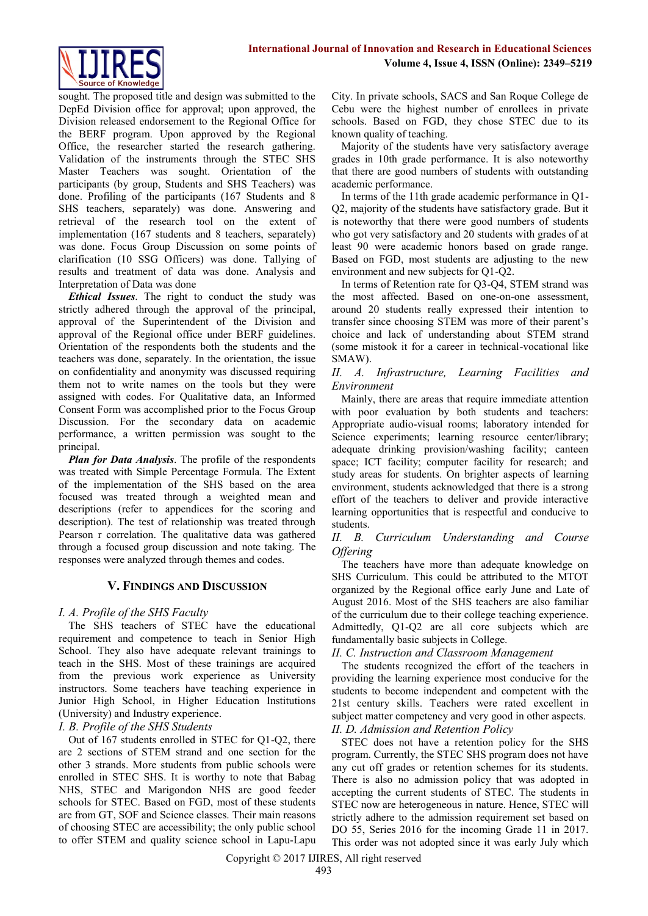sought. The proposed title and design was submitted to the DepEd Division office for approval; upon approved, the Division released endorsement to the Regional Office for the BERF program. Upon approved by the Regional Office, the researcher started the research gathering. Validation of the instruments through the STEC SHS Master Teachers was sought. Orientation of the participants (by group, Students and SHS Teachers) was done. Profiling of the participants (167 Students and 8 SHS teachers, separately) was done. Answering and retrieval of the research tool on the extent of implementation (167 students and 8 teachers, separately) was done. Focus Group Discussion on some points of clarification (10 SSG Officers) was done. Tallying of results and treatment of data was done. Analysis and Interpretation of Data was done

***Ethical Issues***. The right to conduct the study was strictly adhered through the approval of the principal, approval of the Superintendent of the Division and approval of the Regional office under BERF guidelines. Orientation of the respondents both the students and the teachers was done, separately. In the orientation, the issue on confidentiality and anonymity was discussed requiring them not to write names on the tools but they were assigned with codes. For Qualitative data, an Informed Consent Form was accomplished prior to the Focus Group Discussion. For the secondary data on academic performance, a written permission was sought to the principal.

***Plan for Data Analysis***. The profile of the respondents was treated with Simple Percentage Formula. The Extent of the implementation of the SHS based on the area focused was treated through a weighted mean and descriptions (refer to appendices for the scoring and description). The test of relationship was treated through Pearson r correlation. The qualitative data was gathered through a focused group discussion and note taking. The responses were analyzed through themes and codes.

## V. Findings and Discussion

### *I. A. Profile of the SHS Faculty*

The SHS teachers of STEC have the educational requirement and competence to teach in Senior High School. They also have adequate relevant trainings to teach in the SHS. Most of these trainings are acquired from the previous work experience as University instructors. Some teachers have teaching experience in Junior High School, in Higher Education Institutions (University) and Industry experience.

### *I. B. Profile of the SHS Students*

Out of 167 students enrolled in STEC for Q1-Q2, there are 2 sections of STEM strand and one section for the other 3 strands. More students from public schools were enrolled in STEC SHS. It is worthy to note that Babag NHS, STEC and Marigondon NHS are good feeder schools for STEC. Based on FGD, most of these students are from GT, SOF and Science classes. Their main reasons of choosing STEC are accessibility; the only public school to offer STEM and quality science school in Lapu-Lapu City. In private schools, SACS and San Roque College de Cebu were the highest number of enrollees in private schools. Based on FGD, they chose STEC due to its known quality of teaching.

Majority of the students have very satisfactory average grades in 10th grade performance. It is also noteworthy that there are good numbers of students with outstanding academic performance.

In terms of the 11th grade academic performance in Q1-Q2, majority of the students have satisfactory grade. But it is noteworthy that there were good numbers of students who got very satisfactory and 20 students with grades of at least 90 were academic honors based on grade range. Based on FGD, most students are adjusting to the new environment and new subjects for Q1-Q2.

In terms of Retention rate for Q3-Q4, STEM strand was the most affected. Based on one-on-one assessment, around 20 students really expressed their intention to transfer since choosing STEM was more of their parent's choice and lack of understanding about STEM strand (some mistook it for a career in technical-vocational like SMAW).

### *II. A. Infrastructure, Learning Facilities and Environment*

Mainly, there are areas that require immediate attention with poor evaluation by both students and teachers: Appropriate audio-visual rooms; laboratory intended for Science experiments; learning resource center/library; adequate drinking provision/washing facility; canteen space; ICT facility; computer facility for research; and study areas for students. On brighter aspects of learning environment, students acknowledged that there is a strong effort of the teachers to deliver and provide interactive learning opportunities that is respectful and conducive to students.

### *II. B. Curriculum Understanding and Course Offering*

The teachers have more than adequate knowledge on SHS Curriculum. This could be attributed to the MTOT organized by the Regional office early June and Late of August 2016. Most of the SHS teachers are also familiar of the curriculum due to their college teaching experience. Admittedly, Q1-Q2 are all core subjects which are fundamentally basic subjects in College.

### *II. C. Instruction and Classroom Management*

The students recognized the effort of the teachers in providing the learning experience most conducive for the students to become independent and competent with the 21st century skills. Teachers were rated excellent in subject matter competency and very good in other aspects.

### *II. D. Admission and Retention Policy*

STEC does not have a retention policy for the SHS program. Currently, the STEC SHS program does not have any cut off grades or retention schemes for its students. There is also no admission policy that was adopted in accepting the current students of STEC. The students in STEC now are heterogeneous in nature. Hence, STEC will strictly adhere to the admission requirement set based on DO 55, Series 2016 for the incoming Grade 11 in 2017. This order was not adopted since it was early July which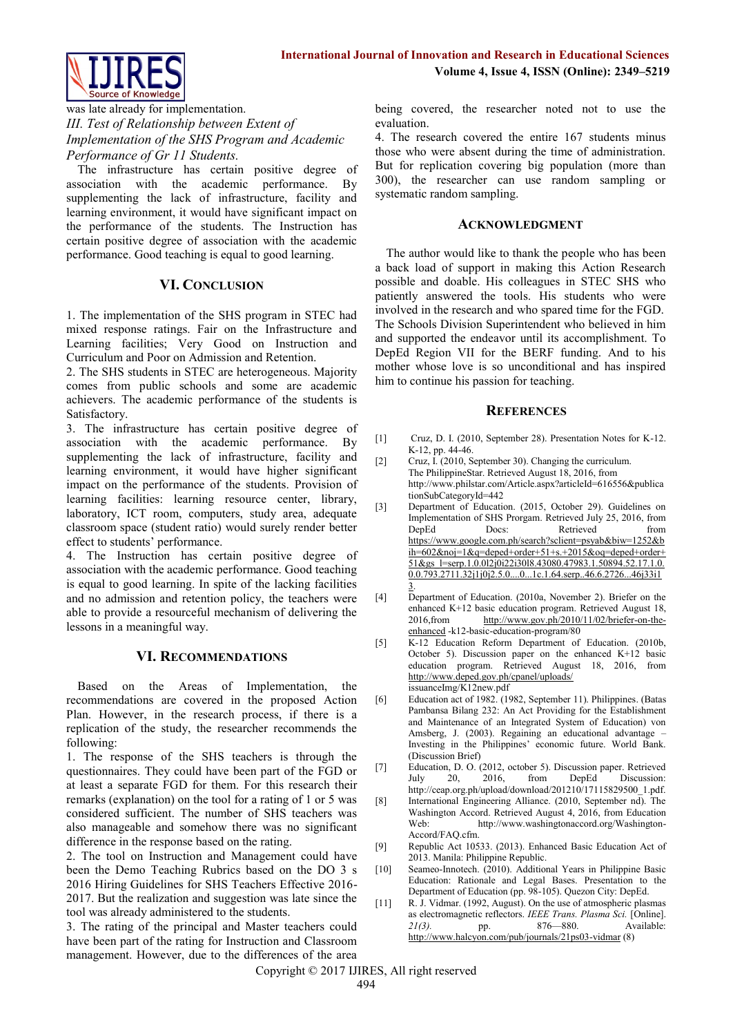was late already for implementation.

*III. Test of Relationship between Extent of Implementation of the SHS Program and Academic Performance of Gr 11 Students.*

The infrastructure has certain positive degree of association with the academic performance. By supplementing the lack of infrastructure, facility and learning environment, it would have significant impact on the performance of the students. The Instruction has certain positive degree of association with the academic performance. Good teaching is equal to good learning.

## VI. Conclusion

1. The implementation of the SHS program in STEC had mixed response ratings. Fair on the Infrastructure and Learning facilities; Very Good on Instruction and Curriculum and Poor on Admission and Retention.
2. The SHS students in STEC are heterogeneous. Majority comes from public schools and some are academic achievers. The academic performance of the students is Satisfactory.
3. The infrastructure has certain positive degree of association with the academic performance. By supplementing the lack of infrastructure, facility and learning environment, it would have higher significant impact on the performance of the students. Provision of learning facilities: learning resource center, library, laboratory, ICT room, computers, study area, adequate classroom space (student ratio) would surely render better effect to students' performance.
4. The Instruction has certain positive degree of association with the academic performance. Good teaching is equal to good learning. In spite of the lacking facilities and no admission and retention policy, the teachers were able to provide a resourceful mechanism of delivering the lessons in a meaningful way.

## VI. Recommendations

Based on the Areas of Implementation, the recommendations are covered in the proposed Action Plan. However, in the research process, if there is a replication of the study, the researcher recommends the following:

1. The response of the SHS teachers is through the questionnaires. They could have been part of the FGD or at least a separate FGD for them. For this research their remarks (explanation) on the tool for a rating of 1 or 5 was considered sufficient. The number of SHS teachers was also manageable and somehow there was no significant difference in the response based on the rating.
2. The tool on Instruction and Management could have been the Demo Teaching Rubrics based on the DO 3 s 2016 Hiring Guidelines for SHS Teachers Effective 2016-2017. But the realization and suggestion was late since the tool was already administered to the students.
3. The rating of the principal and Master teachers could have been part of the rating for Instruction and Classroom management. However, due to the differences of the area being covered, the researcher noted not to use the evaluation.
4. The research covered the entire 167 students minus those who were absent during the time of administration. But for replication covering big population (more than 300), the researcher can use random sampling or systematic random sampling.

## Acknowledgment

The author would like to thank the people who has been a back load of support in making this Action Research possible and doable. His colleagues in STEC SHS who patiently answered the tools. His students who were involved in the research and who spared time for the FGD. The Schools Division Superintendent who believed in him and supported the endeavor until its accomplishment. To DepEd Region VII for the BERF funding. And to his mother whose love is so unconditional and has inspired him to continue his passion for teaching.

## References

[1] Cruz, D. I. (2010, September 28). Presentation Notes for K-12. K-12, pp. 44-46.

[2] Cruz, I. (2010, September 30). Changing the curriculum. The PhilippineStar. Retrieved August 18, 2016, from http://www.philstar.com/Article.aspx?articleId=616556&publicationSubCategoryId=442

[3] Department of Education. (2015, October 29). Guidelines on Implementation of SHS Progam. Retrieved July 25, 2016, from DepEd Docs: Retrieved from https://www.google.com.ph/search?sclient=psyab&biw=1252&bih=602&noj=1&q=deped+order+51+s.+2015&oq=deped+order+51&gs_l=serp.1.0.0l2j0i22i30l8.43080.47983.1.50894.52.17.1.0.0.0.793.2711.32j1j0j2.5.0....0...1c.1.64.serp..46.6.2726...46j33i13.

[4] Department of Education. (2010a, November 2). Briefer on the enhanced K+12 basic education program. Retrieved August 18, 2016,from http://www.gov.ph/2010/11/02/briefer-on-the-enhanced -k12-basic-education-program/80

[5] K-12 Education Reform Department of Education. (2010b, October 5). Discussion paper on the enhanced K+12 basic education program. Retrieved August 18, 2016, from http://www.deped.gov.ph/cpanel/uploads/ issuanceImg/K12new.pdf

[6] Education act of 1982. (1982, September 11). Philippines. (Batas Pambansa Bilang 232: An Act Providing for the Establishment and Maintenance of an Integrated System of Education) von Amsberg, J. (2003). Regaining an educational advantage – Investing in the Philippines' economic future. World Bank. (Discussion Brief)

[7] Education, D. O. (2012, october 5). Discussion paper. Retrieved July 20, 2016, from DepEd Discussion: http://ceap.org.ph/upload/download/201210/17115829500_1.pdf.

[8] International Engineering Alliance. (2010, September nd). The Washington Accord. Retrieved August 4, 2016, from Education Web: http://www.washingtonaccord.org/Washington-Accord/FAQ.cfm.

[9] Republic Act 10533. (2013). Enhanced Basic Education Act of 2013. Manila: Philippine Republic.

[10] Seameo-Innotech. (2010). Additional Years in Philippine Basic Education: Rationale and Legal Bases. Presentation to the Department of Education (pp. 98-105). Quezon City: DepEd.

[11] R. J. Vidmar. (1992, August). On the use of atmospheric plasmas as electromagnetic reflectors. *IEEE Trans. Plasma Sci.* [Online]. *21(3).* pp. 876—880. Available: http://www.halcyon.com/pub/journals/21ps03-vidmar (8)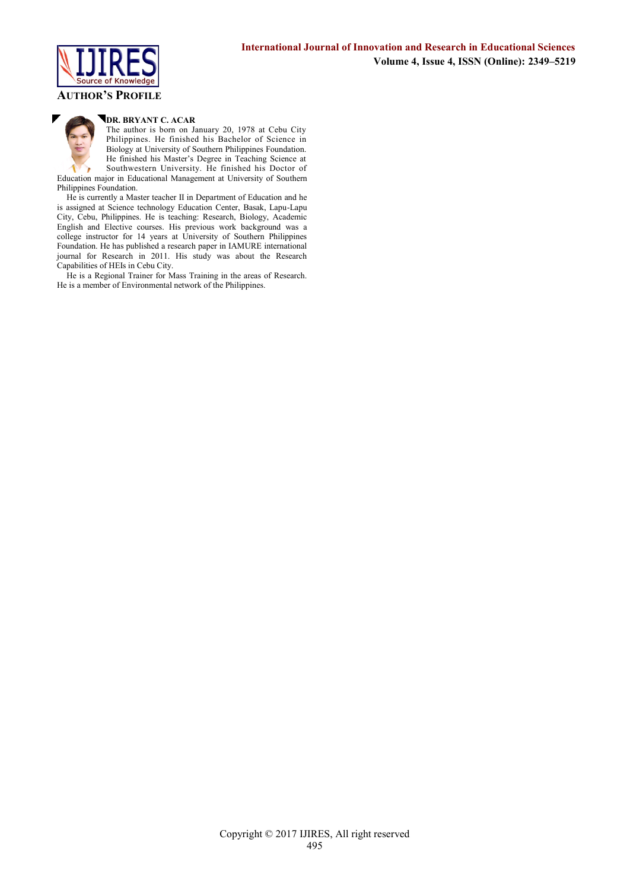## AUTHOR'S PROFILE

**DR. BRYANT C. ACAR**

The author is born on January 20, 1978 at Cebu City Philippines. He finished his Bachelor of Science in Biology at University of Southern Philippines Foundation. He finished his Master's Degree in Teaching Science at Southwestern University. He finished his Doctor of Education major in Educational Management at University of Southern Philippines Foundation.

He is currently a Master teacher II in Department of Education and he is assigned at Science technology Education Center, Basak, Lapu-Lapu City, Cebu, Philippines. He is teaching: Research, Biology, Academic English and Elective courses. His previous work background was a college instructor for 14 years at University of Southern Philippines Foundation. He has published a research paper in IAMURE international journal for Research in 2011. His study was about the Research Capabilities of HEIs in Cebu City.

He is a Regional Trainer for Mass Training in the areas of Research. He is a member of Environmental network of the Philippines.